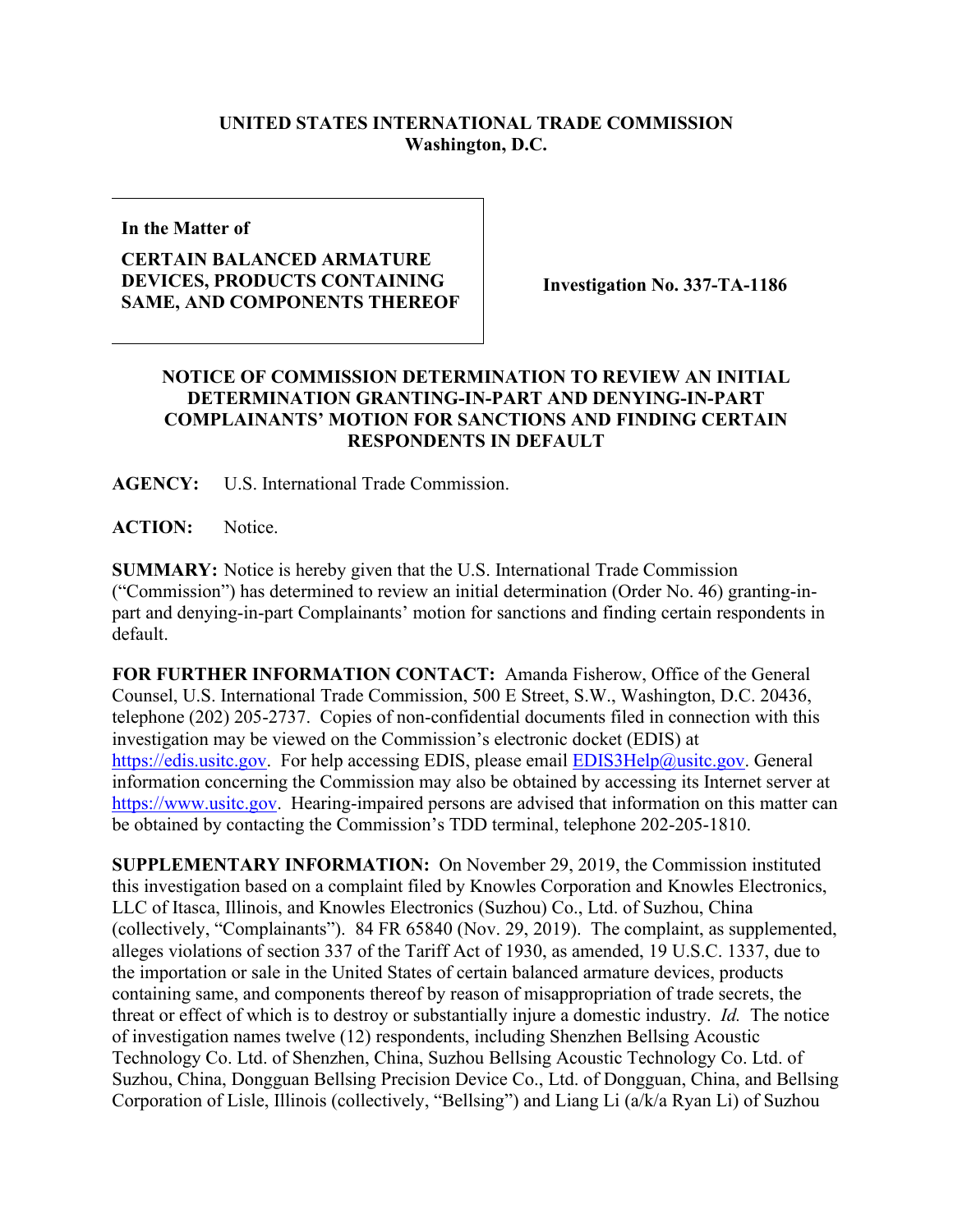**UNITED STATES INTERNATIONAL TRADE COMMISSION**
**Washington, D.C.**

| In the Matter of<br><br>**CERTAIN BALANCED ARMATURE DEVICES, PRODUCTS CONTAINING SAME, AND COMPONENTS THEREOF** | **Investigation No. 337-TA-1186** |
|---|---|

## NOTICE OF COMMISSION DETERMINATION TO REVIEW AN INITIAL DETERMINATION GRANTING-IN-PART AND DENYING-IN-PART COMPLAINANTS' MOTION FOR SANCTIONS AND FINDING CERTAIN RESPONDENTS IN DEFAULT

**AGENCY:** U.S. International Trade Commission.

**ACTION:** Notice.

**SUMMARY:** Notice is hereby given that the U.S. International Trade Commission ("Commission") has determined to review an initial determination (Order No. 46) granting-in-part and denying-in-part Complainants' motion for sanctions and finding certain respondents in default.

**FOR FURTHER INFORMATION CONTACT:** Amanda Fisherow, Office of the General Counsel, U.S. International Trade Commission, 500 E Street, S.W., Washington, D.C. 20436, telephone (202) 205-2737. Copies of non-confidential documents filed in connection with this investigation may be viewed on the Commission's electronic docket (EDIS) at https://edis.usitc.gov. For help accessing EDIS, please email EDIS3Help@usitc.gov. General information concerning the Commission may also be obtained by accessing its Internet server at https://www.usitc.gov. Hearing-impaired persons are advised that information on this matter can be obtained by contacting the Commission's TDD terminal, telephone 202-205-1810.

**SUPPLEMENTARY INFORMATION:** On November 29, 2019, the Commission instituted this investigation based on a complaint filed by Knowles Corporation and Knowles Electronics, LLC of Itasca, Illinois, and Knowles Electronics (Suzhou) Co., Ltd. of Suzhou, China (collectively, "Complainants"). 84 FR 65840 (Nov. 29, 2019). The complaint, as supplemented, alleges violations of section 337 of the Tariff Act of 1930, as amended, 19 U.S.C. 1337, due to the importation or sale in the United States of certain balanced armature devices, products containing same, and components thereof by reason of misappropriation of trade secrets, the threat or effect of which is to destroy or substantially injure a domestic industry. *Id.* The notice of investigation names twelve (12) respondents, including Shenzhen Bellsing Acoustic Technology Co. Ltd. of Shenzhen, China, Suzhou Bellsing Acoustic Technology Co. Ltd. of Suzhou, China, Dongguan Bellsing Precision Device Co., Ltd. of Dongguan, China, and Bellsing Corporation of Lisle, Illinois (collectively, "Bellsing") and Liang Li (a/k/a Ryan Li) of Suzhou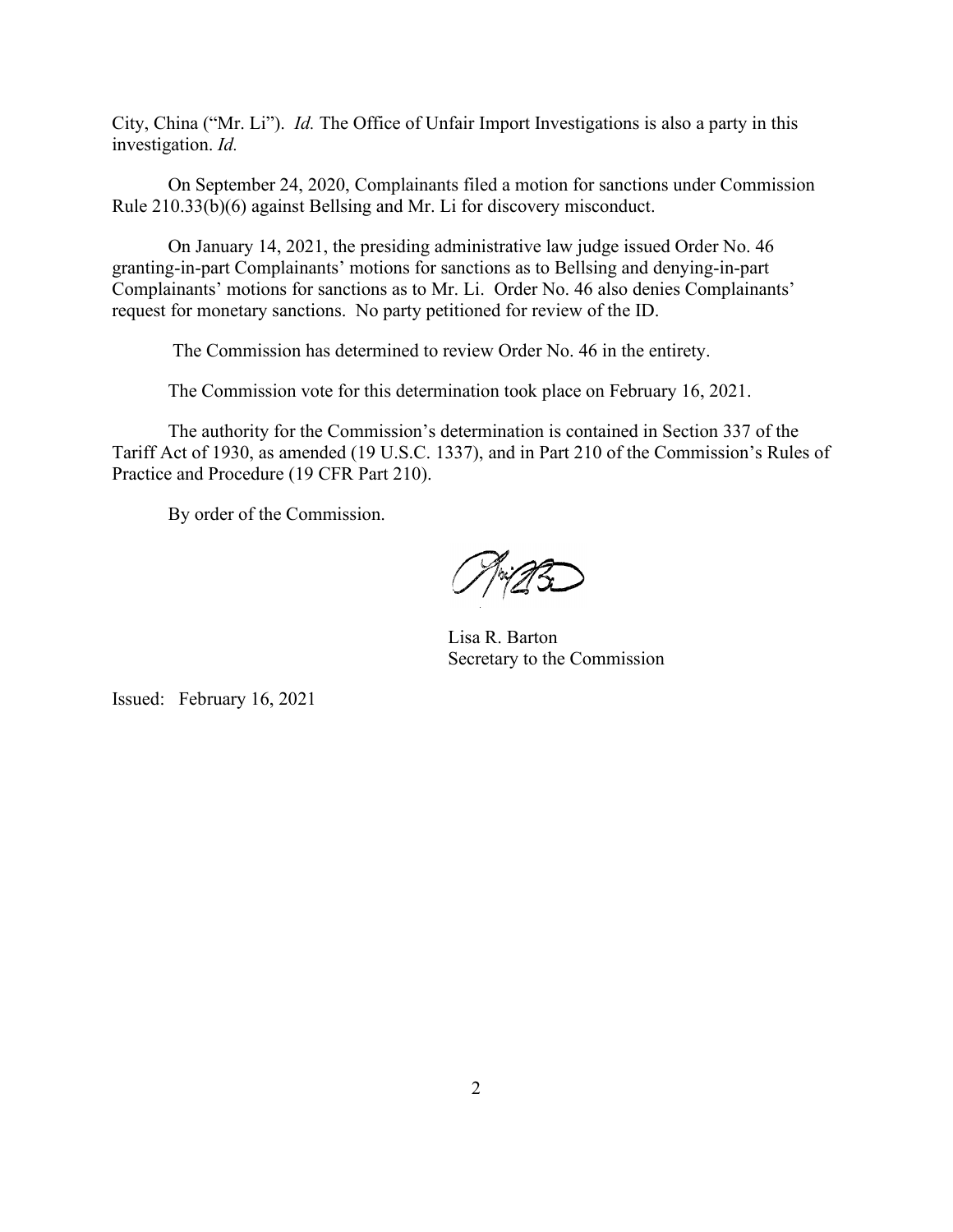City, China ("Mr. Li"). *Id.* The Office of Unfair Import Investigations is also a party in this investigation. *Id.*

On September 24, 2020, Complainants filed a motion for sanctions under Commission Rule 210.33(b)(6) against Bellsing and Mr. Li for discovery misconduct.

On January 14, 2021, the presiding administrative law judge issued Order No. 46 granting-in-part Complainants' motions for sanctions as to Bellsing and denying-in-part Complainants' motions for sanctions as to Mr. Li. Order No. 46 also denies Complainants' request for monetary sanctions. No party petitioned for review of the ID.

The Commission has determined to review Order No. 46 in the entirety.

The Commission vote for this determination took place on February 16, 2021.

The authority for the Commission's determination is contained in Section 337 of the Tariff Act of 1930, as amended (19 U.S.C. 1337), and in Part 210 of the Commission's Rules of Practice and Procedure (19 CFR Part 210).

By order of the Commission.

Lisa R. Barton
Secretary to the Commission

Issued: February 16, 2021